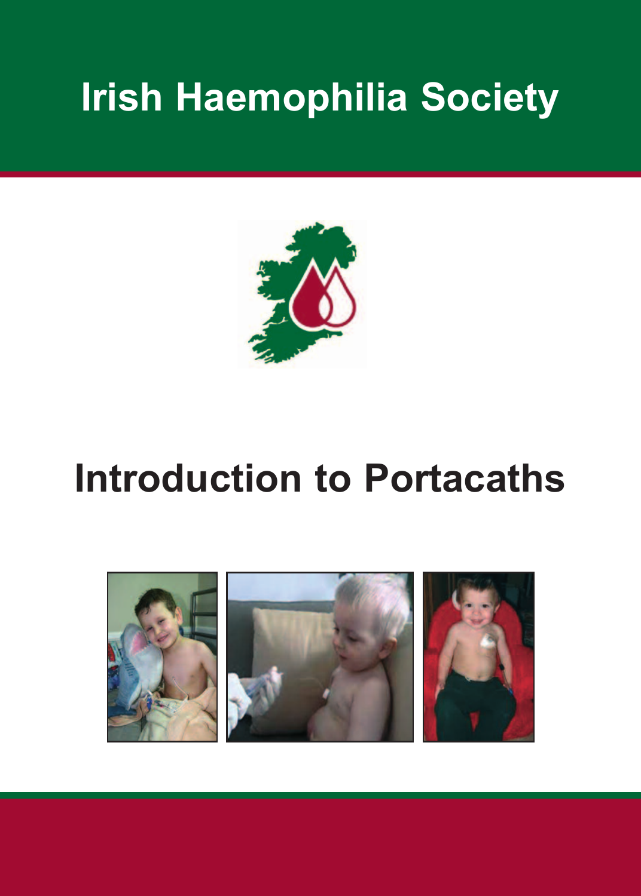# Irish Haemophilia Society

# Introduction to Portacaths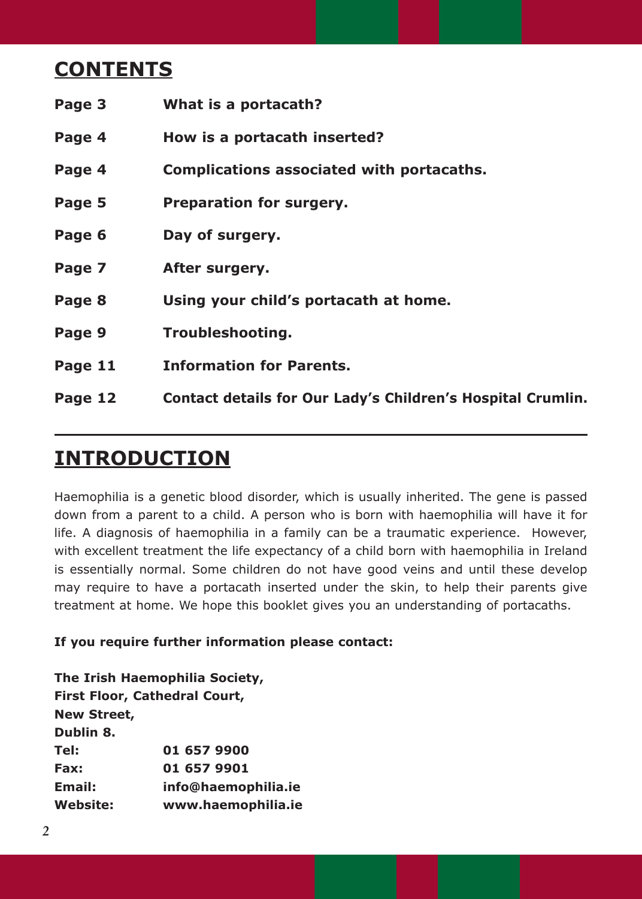## CONTENTS

| | |
|---|---|
| **Page 3** | **What is a portacath?** |
| **Page 4** | **How is a portacath inserted?** |
| **Page 4** | **Complications associated with portacaths.** |
| **Page 5** | **Preparation for surgery.** |
| **Page 6** | **Day of surgery.** |
| **Page 7** | **After surgery.** |
| **Page 8** | **Using your child's portacath at home.** |
| **Page 9** | **Troubleshooting.** |
| **Page 11** | **Information for Parents.** |
| **Page 12** | **Contact details for Our Lady's Children's Hospital Crumlin.** |

---

## INTRODUCTION

Haemophilia is a genetic blood disorder, which is usually inherited. The gene is passed down from a parent to a child. A person who is born with haemophilia will have it for life. A diagnosis of haemophilia in a family can be a traumatic experience. However, with excellent treatment the life expectancy of a child born with haemophilia in Ireland is essentially normal. Some children do not have good veins and until these develop may require to have a portacath inserted under the skin, to help their parents give treatment at home. We hope this booklet gives you an understanding of portacaths.

**If you require further information please contact:**

**The Irish Haemophilia Society,**
**First Floor, Cathedral Court,**
**New Street,**
**Dublin 8.**

| | |
|---|---|
| **Tel:** | **01 657 9900** |
| **Fax:** | **01 657 9901** |
| **Email:** | **info@haemophilia.ie** |
| **Website:** | **www.haemophilia.ie** |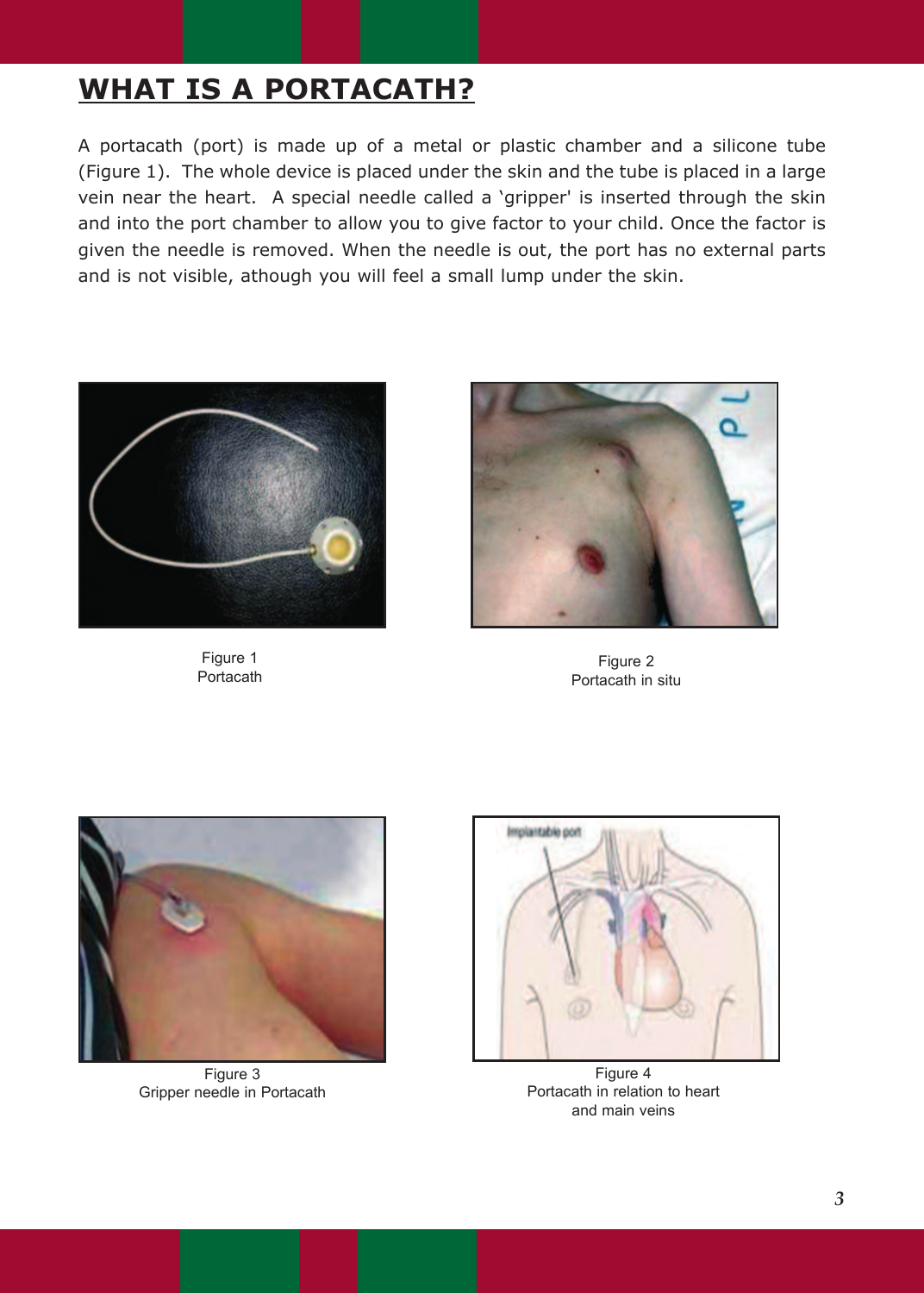# WHAT IS A PORTACATH?

A portacath (port) is made up of a metal or plastic chamber and a silicone tube (Figure 1). The whole device is placed under the skin and the tube is placed in a large vein near the heart. A special needle called a 'gripper' is inserted through the skin and into the port chamber to allow you to give factor to your child. Once the factor is given the needle is removed. When the needle is out, the port has no external parts and is not visible, athough you will feel a small lump under the skin.

Figure 1
Portacath

Figure 2
Portacath in situ

Figure 3
Gripper needle in Portacath

Figure 4
Portacath in relation to heart
and main veins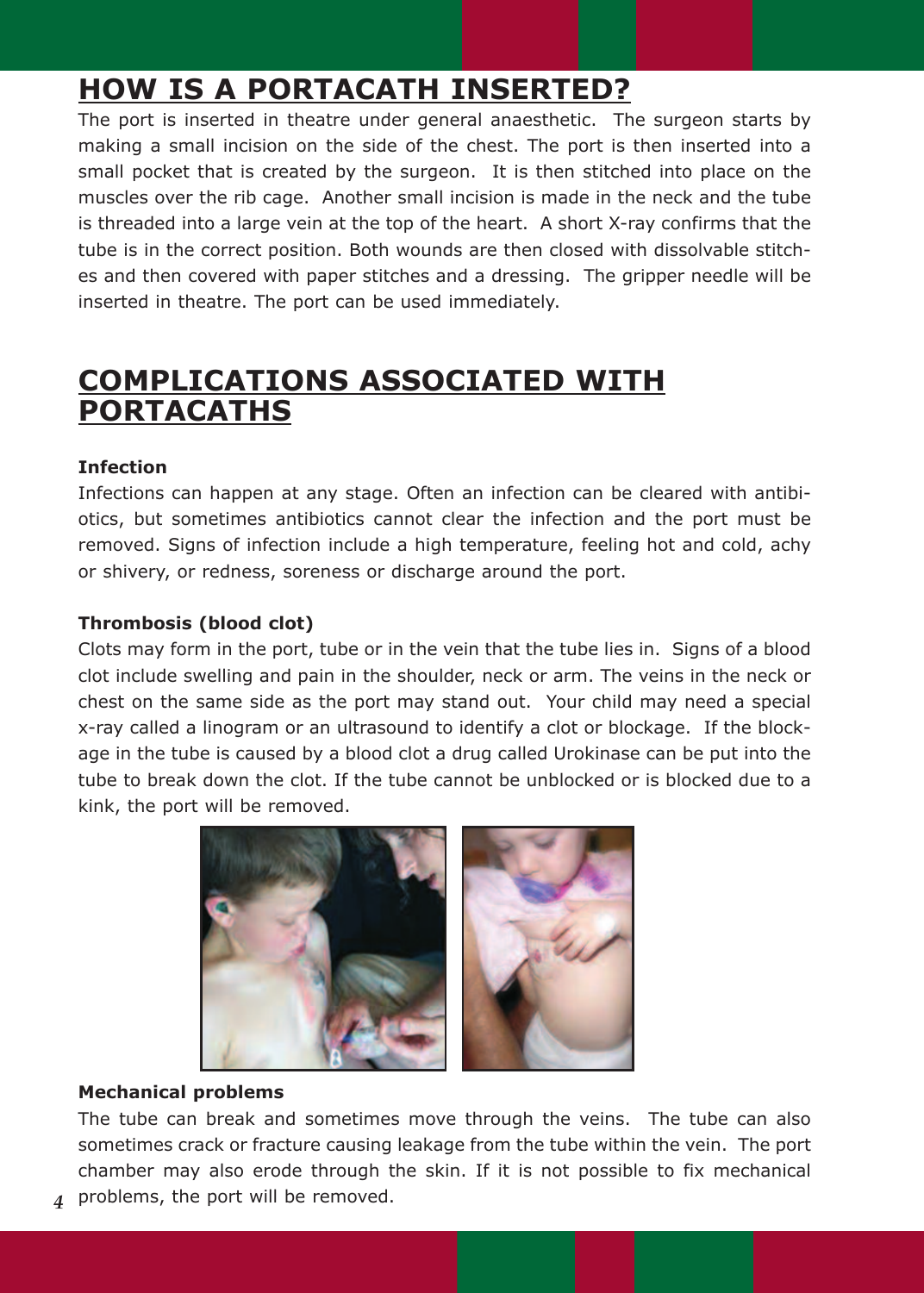# HOW IS A PORTACATH INSERTED?

The port is inserted in theatre under general anaesthetic. The surgeon starts by making a small incision on the side of the chest. The port is then inserted into a small pocket that is created by the surgeon. It is then stitched into place on the muscles over the rib cage. Another small incision is made in the neck and the tube is threaded into a large vein at the top of the heart. A short X-ray confirms that the tube is in the correct position. Both wounds are then closed with dissolvable stitches and then covered with paper stitches and a dressing. The gripper needle will be inserted in theatre. The port can be used immediately.

# COMPLICATIONS ASSOCIATED WITH PORTACATHS

**Infection**

Infections can happen at any stage. Often an infection can be cleared with antibiotics, but sometimes antibiotics cannot clear the infection and the port must be removed. Signs of infection include a high temperature, feeling hot and cold, achy or shivery, or redness, soreness or discharge around the port.

**Thrombosis (blood clot)**

Clots may form in the port, tube or in the vein that the tube lies in. Signs of a blood clot include swelling and pain in the shoulder, neck or arm. The veins in the neck or chest on the same side as the port may stand out. Your child may need a special x-ray called a linogram or an ultrasound to identify a clot or blockage. If the blockage in the tube is caused by a blood clot a drug called Urokinase can be put into the tube to break down the clot. If the tube cannot be unblocked or is blocked due to a kink, the port will be removed.

**Mechanical problems**

The tube can break and sometimes move through the veins. The tube can also sometimes crack or fracture causing leakage from the tube within the vein. The port chamber may also erode through the skin. If it is not possible to fix mechanical problems, the port will be removed.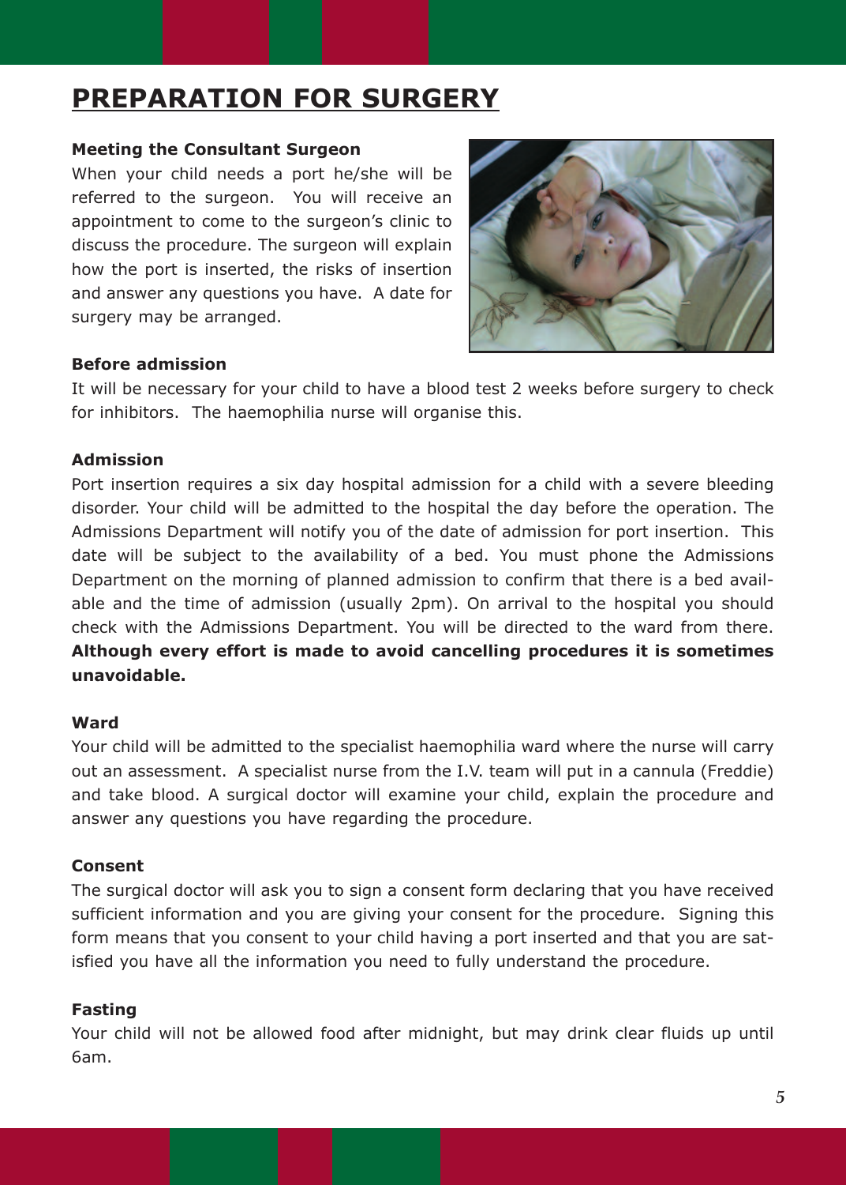# PREPARATION FOR SURGERY

### Meeting the Consultant Surgeon

When your child needs a port he/she will be referred to the surgeon. You will receive an appointment to come to the surgeon's clinic to discuss the procedure. The surgeon will explain how the port is inserted, the risks of insertion and answer any questions you have. A date for surgery may be arranged.

### Before admission

It will be necessary for your child to have a blood test 2 weeks before surgery to check for inhibitors. The haemophilia nurse will organise this.

### Admission

Port insertion requires a six day hospital admission for a child with a severe bleeding disorder. Your child will be admitted to the hospital the day before the operation. The Admissions Department will notify you of the date of admission for port insertion. This date will be subject to the availability of a bed. You must phone the Admissions Department on the morning of planned admission to confirm that there is a bed available and the time of admission (usually 2pm). On arrival to the hospital you should check with the Admissions Department. You will be directed to the ward from there. **Although every effort is made to avoid cancelling procedures it is sometimes unavoidable.**

### Ward

Your child will be admitted to the specialist haemophilia ward where the nurse will carry out an assessment. A specialist nurse from the I.V. team will put in a cannula (Freddie) and take blood. A surgical doctor will examine your child, explain the procedure and answer any questions you have regarding the procedure.

### Consent

The surgical doctor will ask you to sign a consent form declaring that you have received sufficient information and you are giving your consent for the procedure. Signing this form means that you consent to your child having a port inserted and that you are satisfied you have all the information you need to fully understand the procedure.

### Fasting

Your child will not be allowed food after midnight, but may drink clear fluids up until 6am.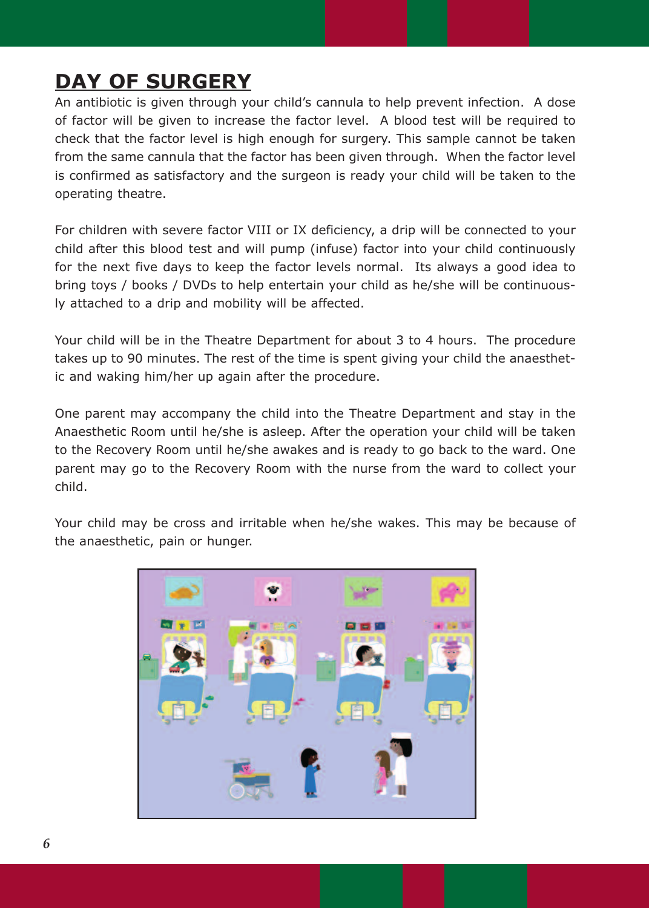## DAY OF SURGERY

An antibiotic is given through your child's cannula to help prevent infection. A dose of factor will be given to increase the factor level. A blood test will be required to check that the factor level is high enough for surgery. This sample cannot be taken from the same cannula that the factor has been given through. When the factor level is confirmed as satisfactory and the surgeon is ready your child will be taken to the operating theatre.

For children with severe factor VIII or IX deficiency, a drip will be connected to your child after this blood test and will pump (infuse) factor into your child continuously for the next five days to keep the factor levels normal. Its always a good idea to bring toys / books / DVDs to help entertain your child as he/she will be continuously attached to a drip and mobility will be affected.

Your child will be in the Theatre Department for about 3 to 4 hours. The procedure takes up to 90 minutes. The rest of the time is spent giving your child the anaesthetic and waking him/her up again after the procedure.

One parent may accompany the child into the Theatre Department and stay in the Anaesthetic Room until he/she is asleep. After the operation your child will be taken to the Recovery Room until he/she awakes and is ready to go back to the ward. One parent may go to the Recovery Room with the nurse from the ward to collect your child.

Your child may be cross and irritable when he/she wakes. This may be because of the anaesthetic, pain or hunger.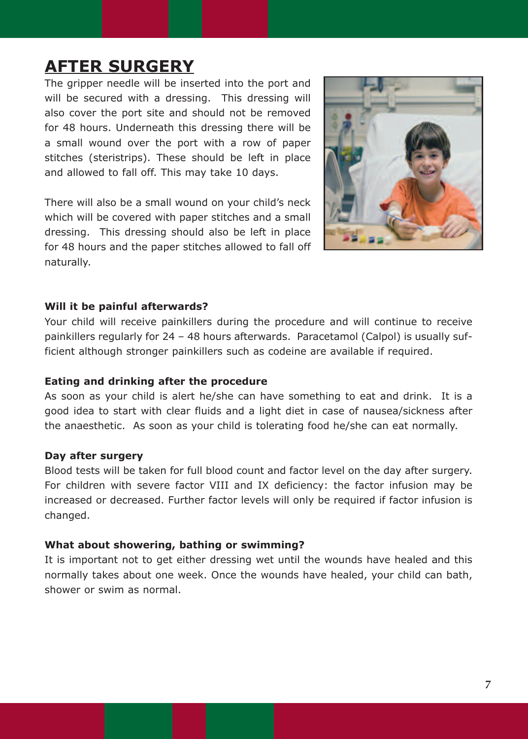# AFTER SURGERY

The gripper needle will be inserted into the port and will be secured with a dressing. This dressing will also cover the port site and should not be removed for 48 hours. Underneath this dressing there will be a small wound over the port with a row of paper stitches (steristrips). These should be left in place and allowed to fall off. This may take 10 days.

There will also be a small wound on your child's neck which will be covered with paper stitches and a small dressing. This dressing should also be left in place for 48 hours and the paper stitches allowed to fall off naturally.

**Will it be painful afterwards?**

Your child will receive painkillers during the procedure and will continue to receive painkillers regularly for 24 – 48 hours afterwards. Paracetamol (Calpol) is usually sufficient although stronger painkillers such as codeine are available if required.

**Eating and drinking after the procedure**

As soon as your child is alert he/she can have something to eat and drink. It is a good idea to start with clear fluids and a light diet in case of nausea/sickness after the anaesthetic. As soon as your child is tolerating food he/she can eat normally.

**Day after surgery**

Blood tests will be taken for full blood count and factor level on the day after surgery. For children with severe factor VIII and IX deficiency: the factor infusion may be increased or decreased. Further factor levels will only be required if factor infusion is changed.

**What about showering, bathing or swimming?**

It is important not to get either dressing wet until the wounds have healed and this normally takes about one week. Once the wounds have healed, your child can bath, shower or swim as normal.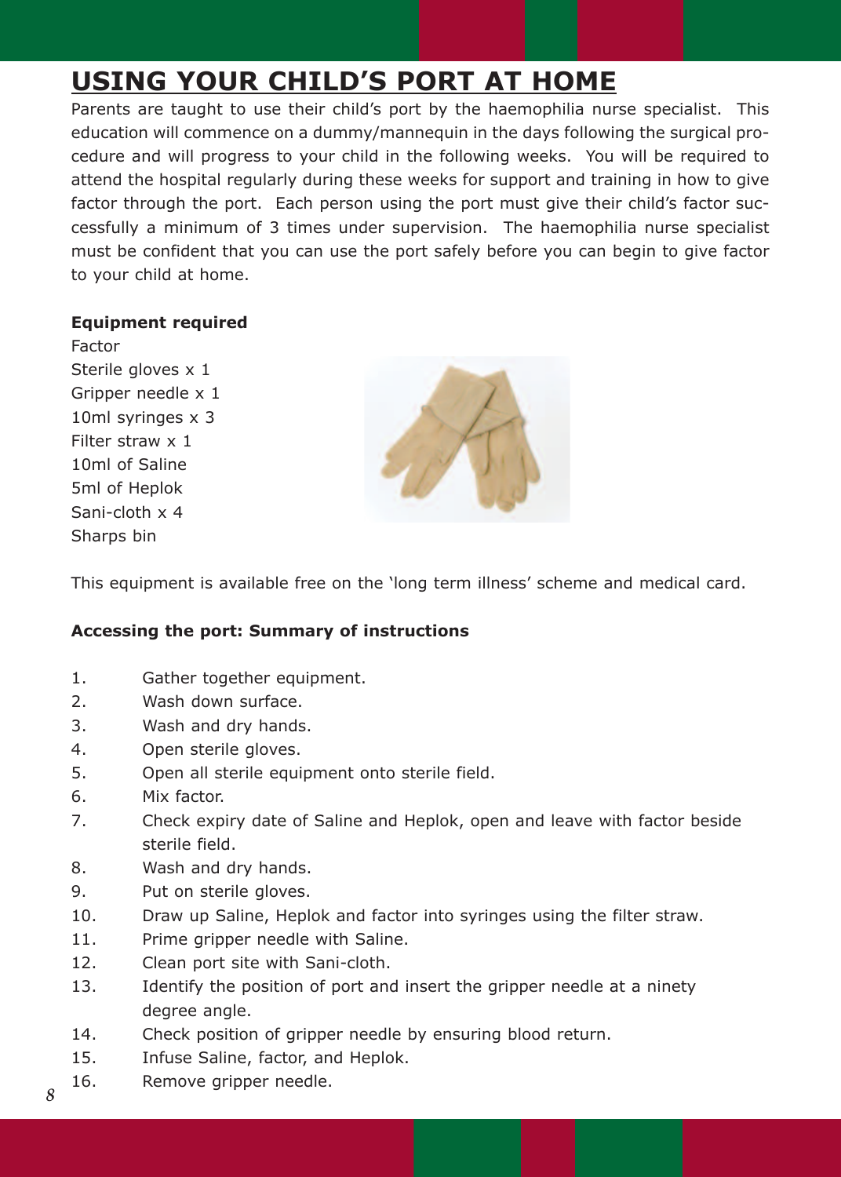# USING YOUR CHILD'S PORT AT HOME

Parents are taught to use their child's port by the haemophilia nurse specialist. This education will commence on a dummy/mannequin in the days following the surgical procedure and will progress to your child in the following weeks. You will be required to attend the hospital regularly during these weeks for support and training in how to give factor through the port. Each person using the port must give their child's factor successfully a minimum of 3 times under supervision. The haemophilia nurse specialist must be confident that you can use the port safely before you can begin to give factor to your child at home.

**Equipment required**

Factor
Sterile gloves x 1
Gripper needle x 1
10ml syringes x 3
Filter straw x 1
10ml of Saline
5ml of Heplok
Sani-cloth x 4
Sharps bin

This equipment is available free on the 'long term illness' scheme and medical card.

**Accessing the port: Summary of instructions**

1. Gather together equipment.
2. Wash down surface.
3. Wash and dry hands.
4. Open sterile gloves.
5. Open all sterile equipment onto sterile field.
6. Mix factor.
7. Check expiry date of Saline and Heplok, open and leave with factor beside sterile field.
8. Wash and dry hands.
9. Put on sterile gloves.
10. Draw up Saline, Heplok and factor into syringes using the filter straw.
11. Prime gripper needle with Saline.
12. Clean port site with Sani-cloth.
13. Identify the position of port and insert the gripper needle at a ninety degree angle.
14. Check position of gripper needle by ensuring blood return.
15. Infuse Saline, factor, and Heplok.
16. Remove gripper needle.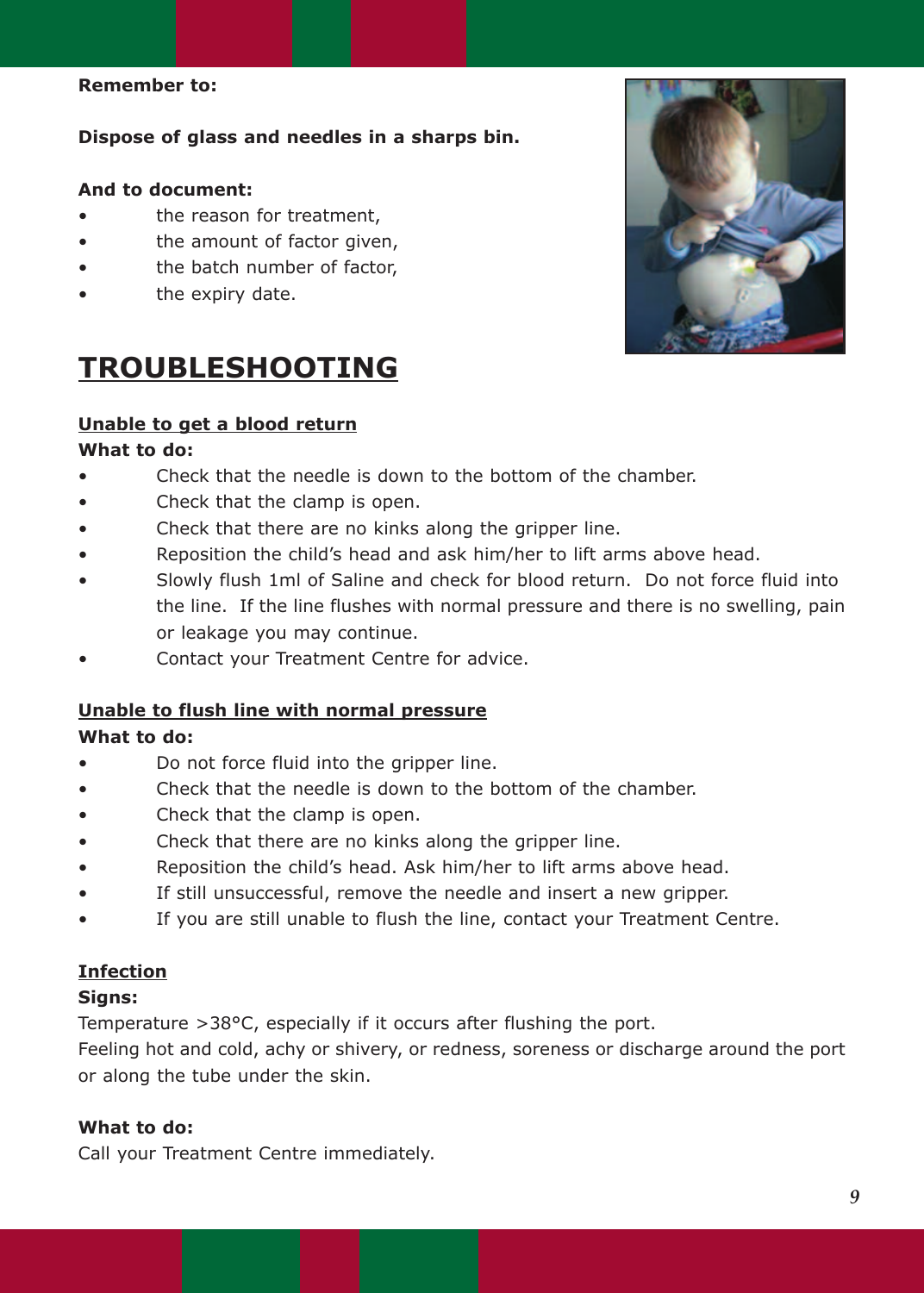**Remember to:**

**Dispose of glass and needles in a sharps bin.**

**And to document:**

- the reason for treatment,
- the amount of factor given,
- the batch number of factor,
- the expiry date.

# TROUBLESHOOTING

### Unable to get a blood return

**What to do:**

- Check that the needle is down to the bottom of the chamber.
- Check that the clamp is open.
- Check that there are no kinks along the gripper line.
- Reposition the child's head and ask him/her to lift arms above head.
- Slowly flush 1ml of Saline and check for blood return. Do not force fluid into the line. If the line flushes with normal pressure and there is no swelling, pain or leakage you may continue.
- Contact your Treatment Centre for advice.

### Unable to flush line with normal pressure

**What to do:**

- Do not force fluid into the gripper line.
- Check that the needle is down to the bottom of the chamber.
- Check that the clamp is open.
- Check that there are no kinks along the gripper line.
- Reposition the child's head. Ask him/her to lift arms above head.
- If still unsuccessful, remove the needle and insert a new gripper.
- If you are still unable to flush the line, contact your Treatment Centre.

### Infection

**Signs:**

Temperature >38°C, especially if it occurs after flushing the port.

Feeling hot and cold, achy or shivery, or redness, soreness or discharge around the port or along the tube under the skin.

**What to do:**

Call your Treatment Centre immediately.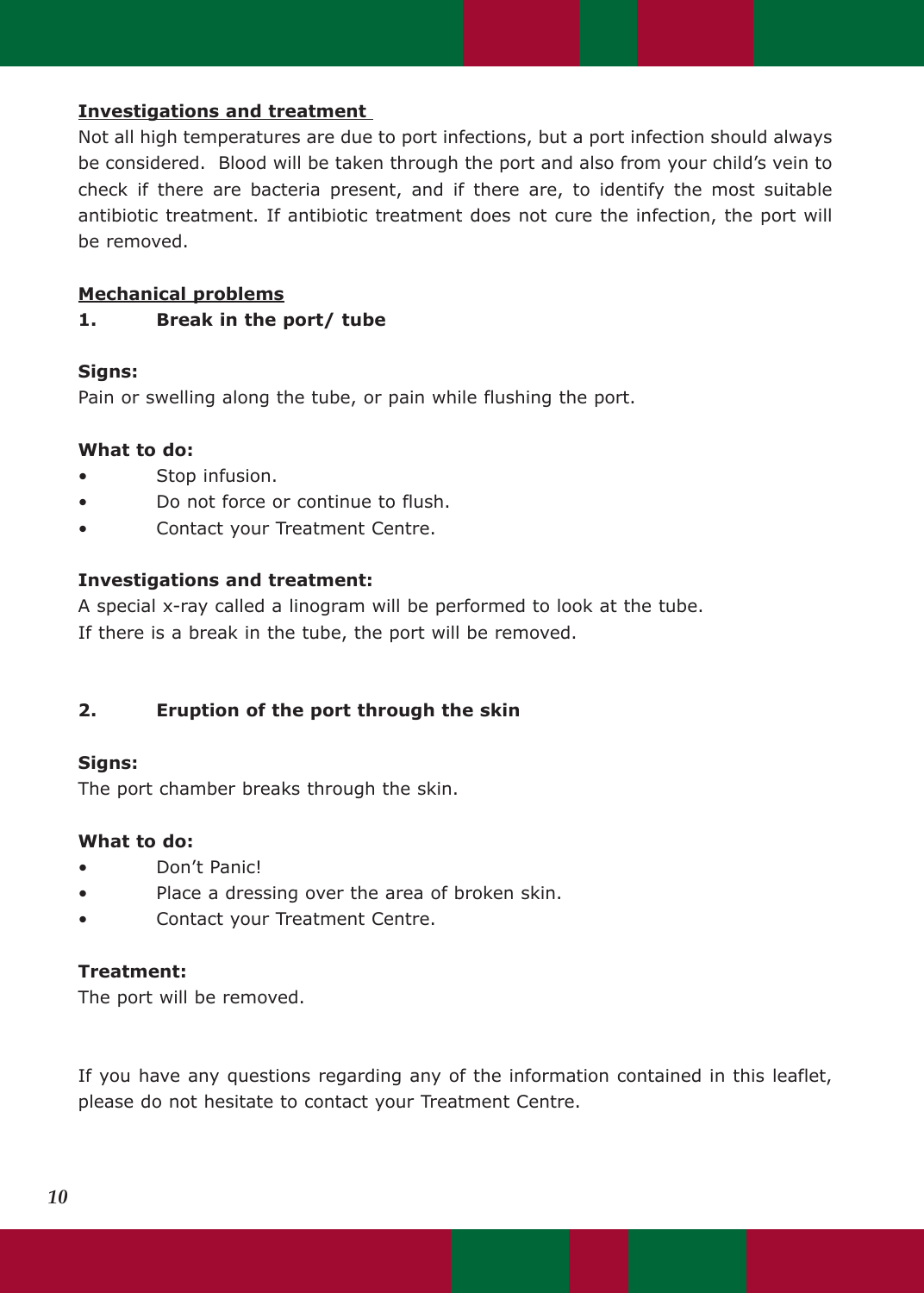**Investigations and treatment**

Not all high temperatures are due to port infections, but a port infection should always be considered. Blood will be taken through the port and also from your child's vein to check if there are bacteria present, and if there are, to identify the most suitable antibiotic treatment. If antibiotic treatment does not cure the infection, the port will be removed.

**Mechanical problems**

**1. Break in the port/ tube**

**Signs:**

Pain or swelling along the tube, or pain while flushing the port.

**What to do:**

- Stop infusion.
- Do not force or continue to flush.
- Contact your Treatment Centre.

**Investigations and treatment:**

A special x-ray called a linogram will be performed to look at the tube.
If there is a break in the tube, the port will be removed.

**2. Eruption of the port through the skin**

**Signs:**

The port chamber breaks through the skin.

**What to do:**

- Don't Panic!
- Place a dressing over the area of broken skin.
- Contact your Treatment Centre.

**Treatment:**

The port will be removed.

If you have any questions regarding any of the information contained in this leaflet, please do not hesitate to contact your Treatment Centre.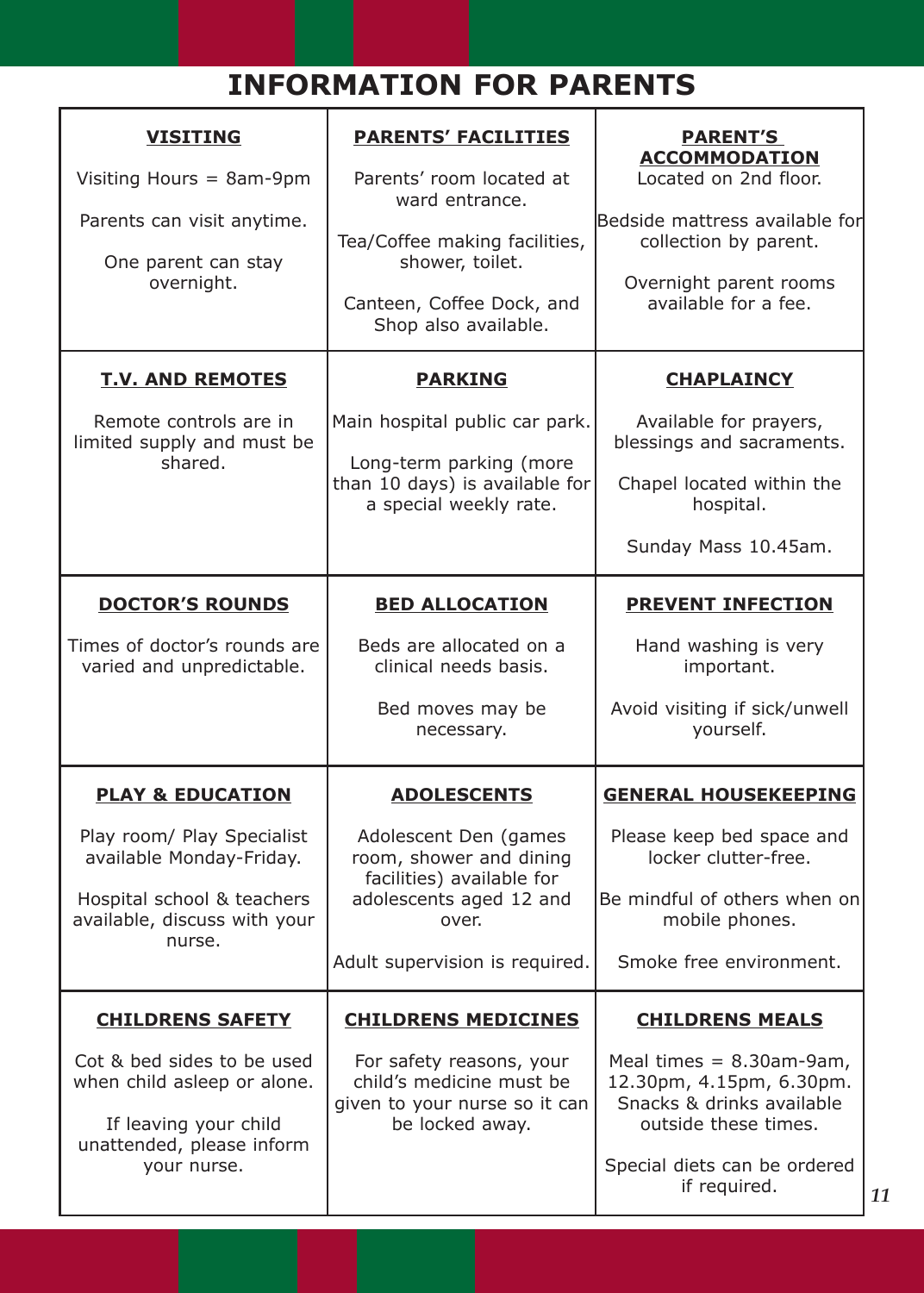# INFORMATION FOR PARENTS

| VISITING | PARENTS' FACILITIES | PARENT'S ACCOMMODATION |
|---|---|---|
| Visiting Hours = 8am-9pm<br><br>Parents can visit anytime.<br><br>One parent can stay overnight. | Parents' room located at ward entrance.<br><br>Tea/Coffee making facilities, shower, toilet.<br><br>Canteen, Coffee Dock, and Shop also available. | Located on 2nd floor.<br><br>Bedside mattress available for collection by parent.<br><br>Overnight parent rooms available for a fee. |
| **T.V. AND REMOTES** | **PARKING** | **CHAPLAINCY** |
| Remote controls are in limited supply and must be shared. | Main hospital public car park.<br><br>Long-term parking (more than 10 days) is available for a special weekly rate. | Available for prayers, blessings and sacraments.<br><br>Chapel located within the hospital.<br><br>Sunday Mass 10.45am. |
| **DOCTOR'S ROUNDS** | **BED ALLOCATION** | **PREVENT INFECTION** |
| Times of doctor's rounds are varied and unpredictable. | Beds are allocated on a clinical needs basis.<br><br>Bed moves may be necessary. | Hand washing is very important.<br><br>Avoid visiting if sick/unwell yourself. |
| **PLAY & EDUCATION** | **ADOLESCENTS** | **GENERAL HOUSEKEEPING** |
| Play room/ Play Specialist available Monday-Friday.<br><br>Hospital school & teachers available, discuss with your nurse. | Adolescent Den (games room, shower and dining facilities) available for adolescents aged 12 and over.<br><br>Adult supervision is required. | Please keep bed space and locker clutter-free.<br><br>Be mindful of others when on mobile phones.<br><br>Smoke free environment. |
| **CHILDRENS SAFETY** | **CHILDRENS MEDICINES** | **CHILDRENS MEALS** |
| Cot & bed sides to be used when child asleep or alone.<br><br>If leaving your child unattended, please inform your nurse. | For safety reasons, your child's medicine must be given to your nurse so it can be locked away. | Meal times = 8.30am-9am, 12.30pm, 4.15pm, 6.30pm. Snacks & drinks available outside these times.<br><br>Special diets can be ordered if required. |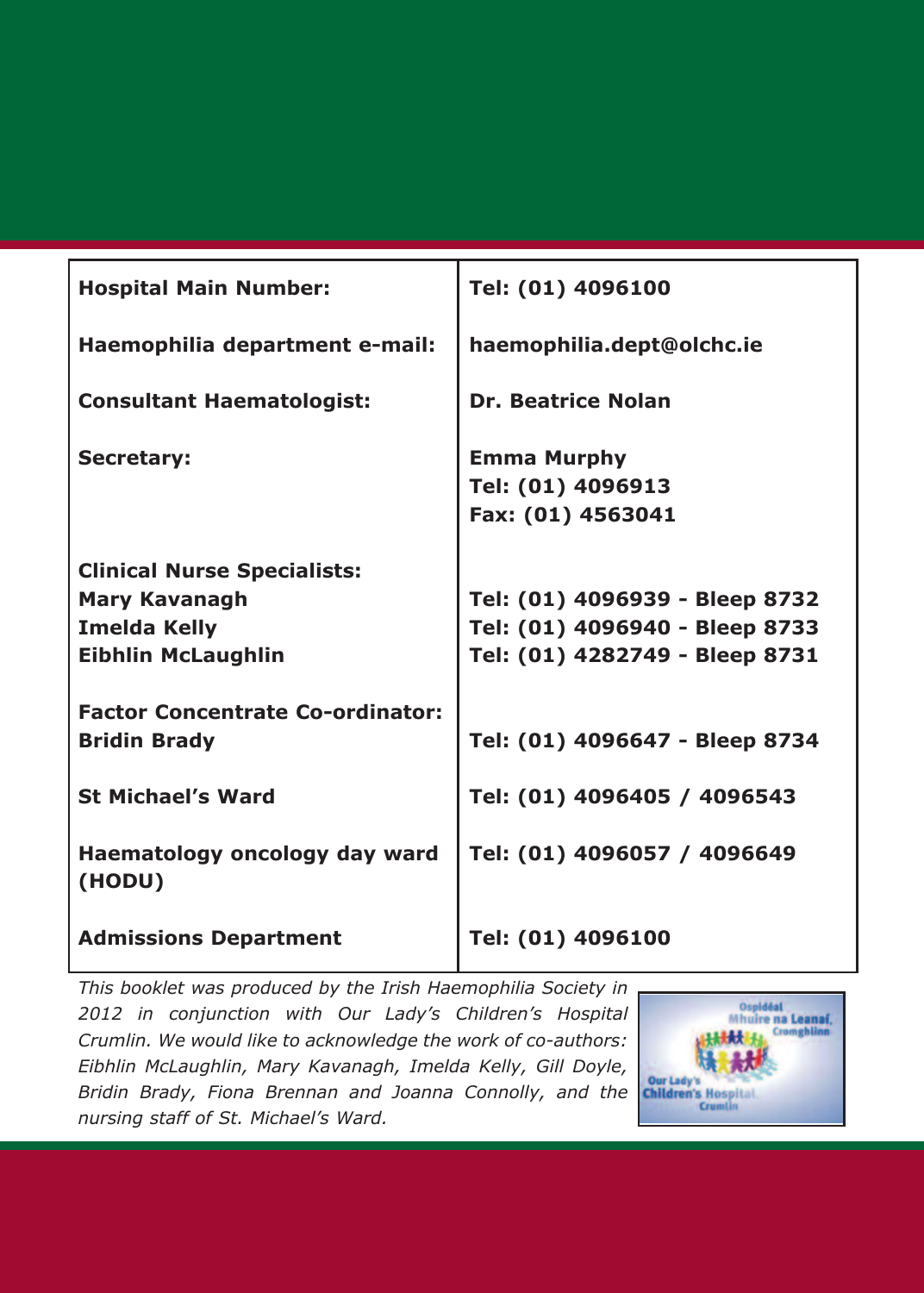| | |
|---|---|
| **Hospital Main Number:** | **Tel: (01) 4096100** |
| **Haemophilia department e-mail:** | **haemophilia.dept@olchc.ie** |
| **Consultant Haematologist:** | **Dr. Beatrice Nolan** |
| **Secretary:** | **Emma Murphy**<br>**Tel: (01) 4096913**<br>**Fax: (01) 4563041** |
| **Clinical Nurse Specialists:** | |
| **Mary Kavanagh** | **Tel: (01) 4096939 - Bleep 8732** |
| **Imelda Kelly** | **Tel: (01) 4096940 - Bleep 8733** |
| **Eibhlin McLaughlin** | **Tel: (01) 4282749 - Bleep 8731** |
| **Factor Concentrate Co-ordinator:** | |
| **Bridin Brady** | **Tel: (01) 4096647 - Bleep 8734** |
| **St Michael's Ward** | **Tel: (01) 4096405 / 4096543** |
| **Haematology oncology day ward (HODU)** | **Tel: (01) 4096057 / 4096649** |
| **Admissions Department** | **Tel: (01) 4096100** |

*This booklet was produced by the Irish Haemophilia Society in 2012 in conjunction with Our Lady's Children's Hospital Crumlin. We would like to acknowledge the work of co-authors: Eibhlin McLaughlin, Mary Kavanagh, Imelda Kelly, Gill Doyle, Bridin Brady, Fiona Brennan and Joanna Connolly, and the nursing staff of St. Michael's Ward.*

Ospidéal Mhuire na Leanaí, Cromghlinn
Our Lady's Children's Hospital Crumlin